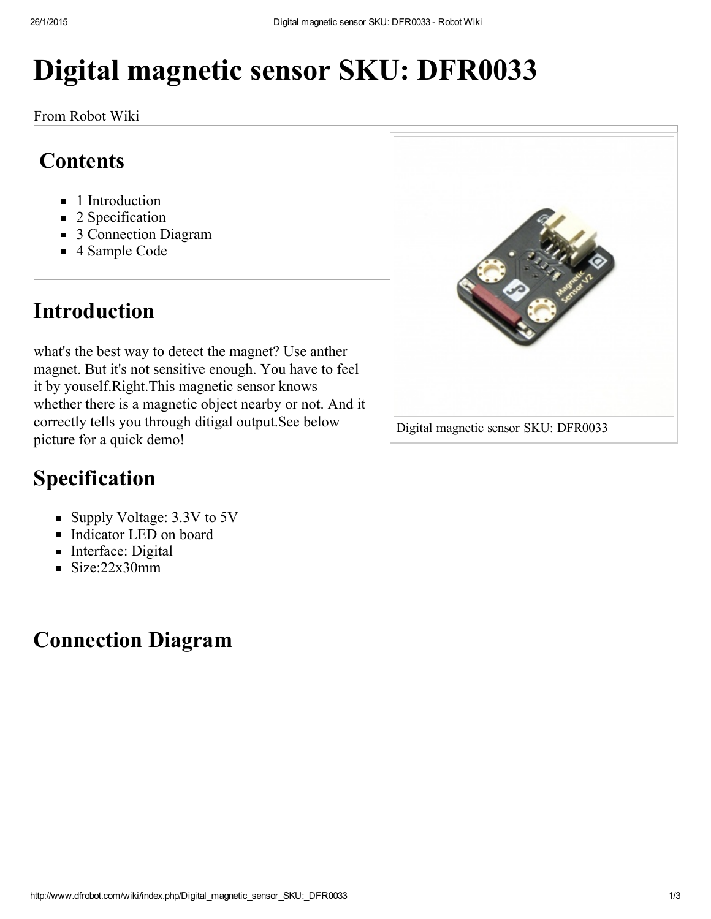# Digital magnetic sensor SKU: DFR0033

From Robot Wiki

## Contents

- 1 Introduction
- 2 Specification
- 3 Connection Diagram
- 4 Sample Code

Digital magnetic sensor SKU: DFR0033

## Introduction

what's the best way to detect the magnet? Use anther magnet. But it's not sensitive enough. You have to feel it by youself.Right.This magnetic sensor knows whether there is a magnetic object nearby or not. And it correctly tells you through ditigal output.See below picture for a quick demo!

## Specification

- Supply Voltage: 3.3V to 5V
- Indicator LED on board
- Interface: Digital
- Size:22x30mm

## Connection Diagram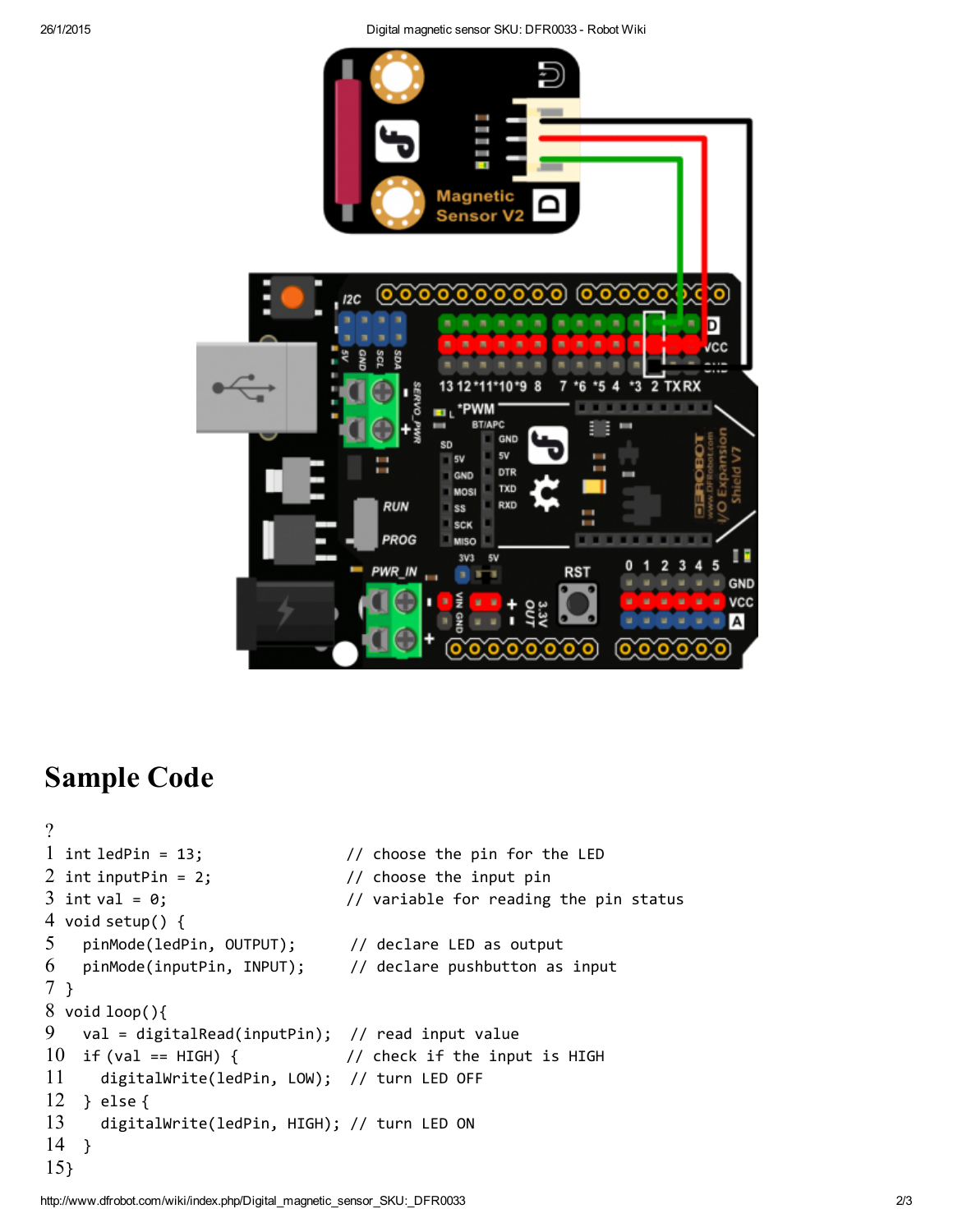## Sample Code

```
int ledPin = 13;                // choose the pin for the LED
int inputPin = 2;               // choose the input pin
int val = 0;                    // variable for reading the pin status
void setup() {
  pinMode(ledPin, OUTPUT);       // declare LED as output
  pinMode(inputPin, INPUT);      // declare pushbutton as input
}
void loop(){
  val = digitalRead(inputPin);  // read input value
  if (val == HIGH) {            // check if the input is HIGH
    digitalWrite(ledPin, LOW);  // turn LED OFF
  } else {
    digitalWrite(ledPin, HIGH); // turn LED ON
  }
}
```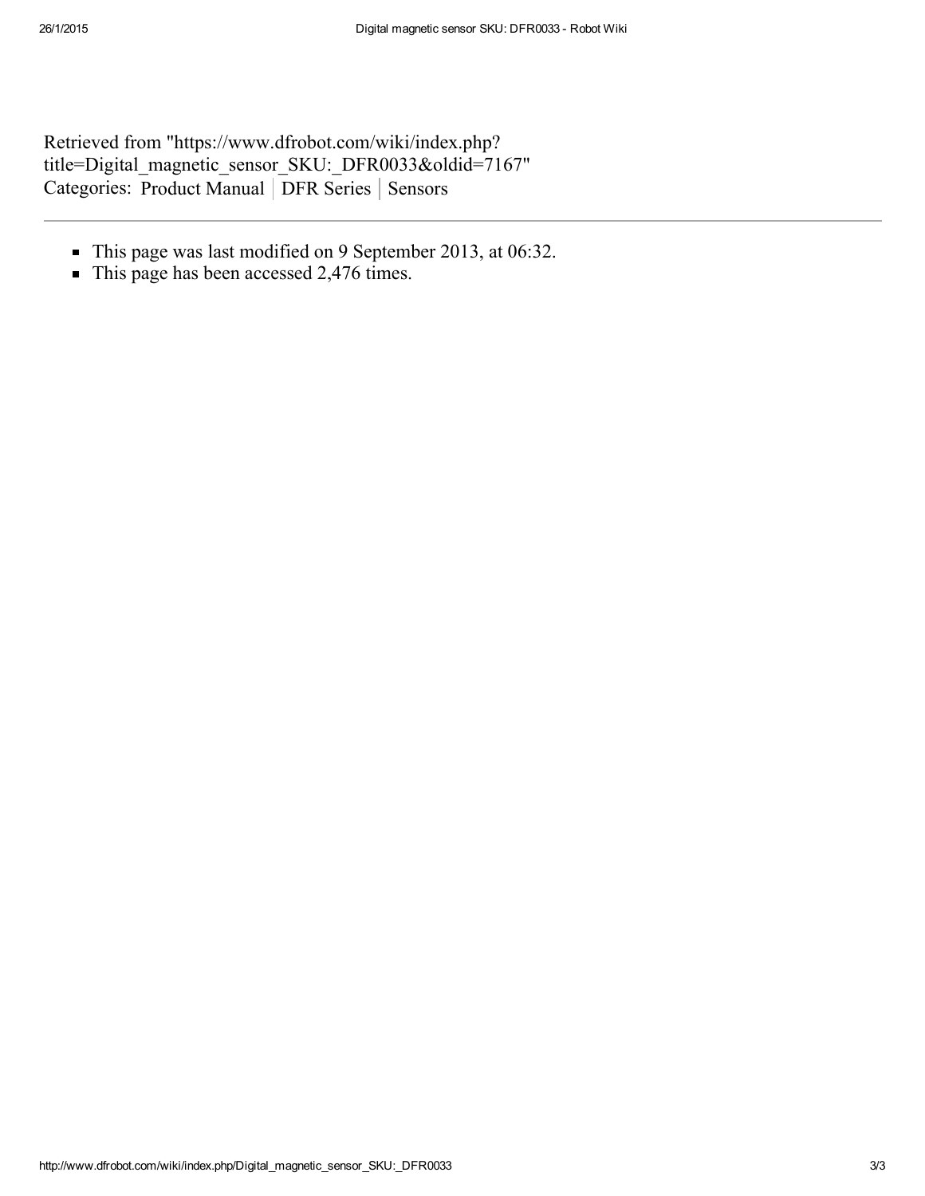Retrieved from "https://www.dfrobot.com/wiki/index.php?title=Digital_magnetic_sensor_SKU:_DFR0033&oldid=7167"
Categories: Product Manual | DFR Series | Sensors

---

- This page was last modified on 9 September 2013, at 06:32.
- This page has been accessed 2,476 times.